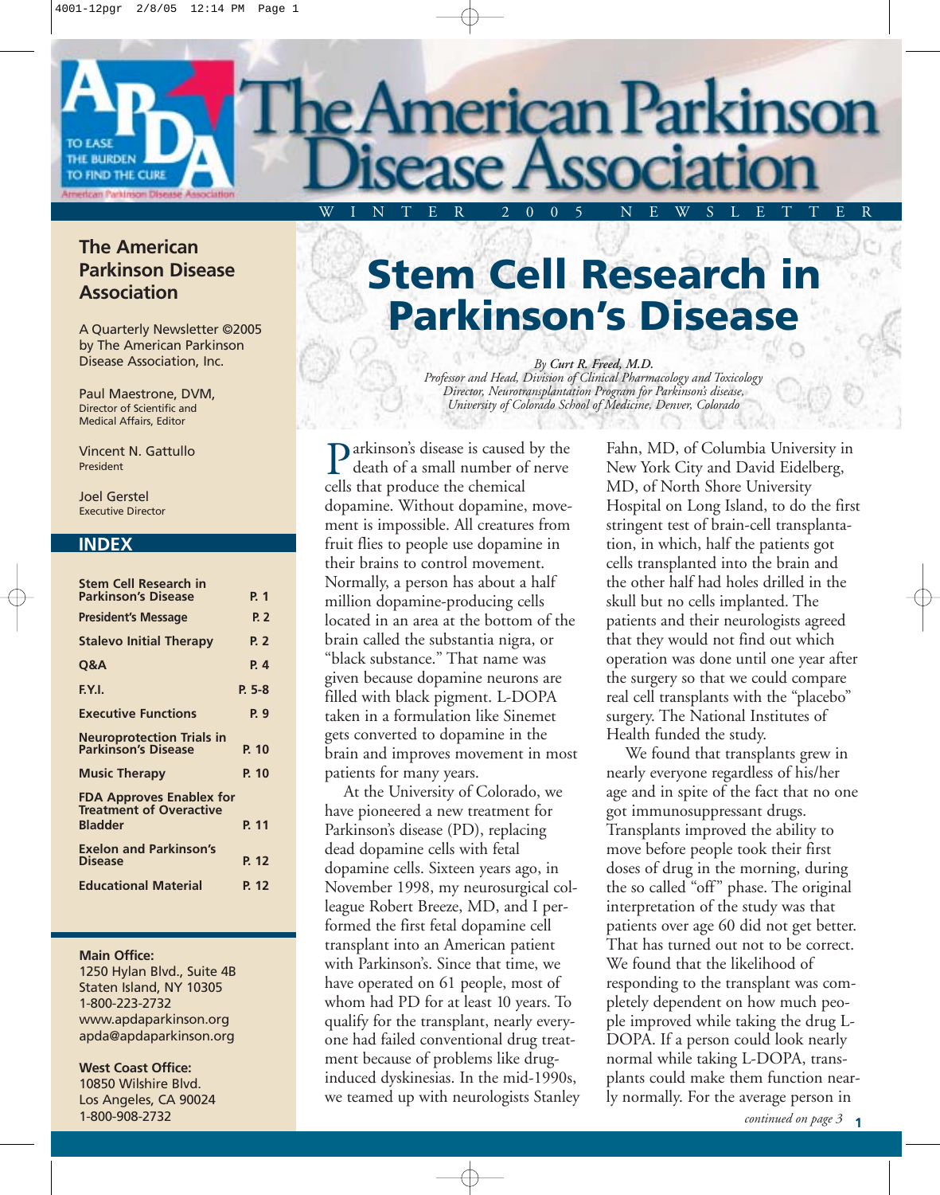# The American Parkinson Disease Association

WINTER 2005 NEWSLETTER

**The American Parkinson Disease Association**

A Quarterly Newsletter ©2005 by The American Parkinson Disease Association, Inc.

Paul Maestrone, DVM,
Director of Scientific and Medical Affairs, Editor

Vincent N. Gattullo
President

Joel Gerstel
Executive Director

## INDEX

| | |
|---|---|
| **Stem Cell Research in Parkinson's Disease** | **P. 1** |
| **President's Message** | **P. 2** |
| **Stalevo Initial Therapy** | **P. 2** |
| **Q&A** | **P. 4** |
| **F.Y.I.** | **P. 5-8** |
| **Executive Functions** | **P. 9** |
| **Neuroprotection Trials in Parkinson's Disease** | **P. 10** |
| **Music Therapy** | **P. 10** |
| **FDA Approves Enablex for Treatment of Overactive Bladder** | **P. 11** |
| **Exelon and Parkinson's Disease** | **P. 12** |
| **Educational Material** | **P. 12** |

**Main Office:**
1250 Hylan Blvd., Suite 4B
Staten Island, NY 10305
1-800-223-2732
www.apdaparkinson.org
apda@apdaparkinson.org

**West Coast Office:**
10850 Wilshire Blvd.
Los Angeles, CA 90024
1-800-908-2732

# Stem Cell Research in Parkinson's Disease

*By **Curt R. Freed, M.D.***
*Professor and Head, Division of Clinical Pharmacology and Toxicology*
*Director, Neurotransplantation Program for Parkinson's disease,*
*University of Colorado School of Medicine, Denver, Colorado*

Parkinson's disease is caused by the death of a small number of nerve cells that produce the chemical dopamine. Without dopamine, movement is impossible. All creatures from fruit flies to people use dopamine in their brains to control movement. Normally, a person has about a half million dopamine-producing cells located in an area at the bottom of the brain called the substantia nigra, or "black substance." That name was given because dopamine neurons are filled with black pigment. L-DOPA taken in a formulation like Sinemet gets converted to dopamine in the brain and improves movement in most patients for many years.

At the University of Colorado, we have pioneered a new treatment for Parkinson's disease (PD), replacing dead dopamine cells with fetal dopamine cells. Sixteen years ago, in November 1998, my neurosurgical colleague Robert Breeze, MD, and I performed the first fetal dopamine cell transplant into an American patient with Parkinson's. Since that time, we have operated on 61 people, most of whom had PD for at least 10 years. To qualify for the transplant, nearly everyone had failed conventional drug treatment because of problems like drug-induced dyskinesias. In the mid-1990s, we teamed up with neurologists Stanley Fahn, MD, of Columbia University in New York City and David Eidelberg, MD, of North Shore University Hospital on Long Island, to do the first stringent test of brain-cell transplantation, in which, half the patients got cells transplanted into the brain and the other half had holes drilled in the skull but no cells implanted. The patients and their neurologists agreed that they would not find out which operation was done until one year after the surgery so that we could compare real cell transplants with the "placebo" surgery. The National Institutes of Health funded the study.

We found that transplants grew in nearly everyone regardless of his/her age and in spite of the fact that no one got immunosuppressant drugs. Transplants improved the ability to move before people took their first doses of drug in the morning, during the so called "off" phase. The original interpretation of the study was that patients over age 60 did not get better. That has turned out not to be correct. We found that the likelihood of responding to the transplant was completely dependent on how much people improved while taking the drug L-DOPA. If a person could look nearly normal while taking L-DOPA, transplants could make them function nearly normally. For the average person in

*continued on page 3*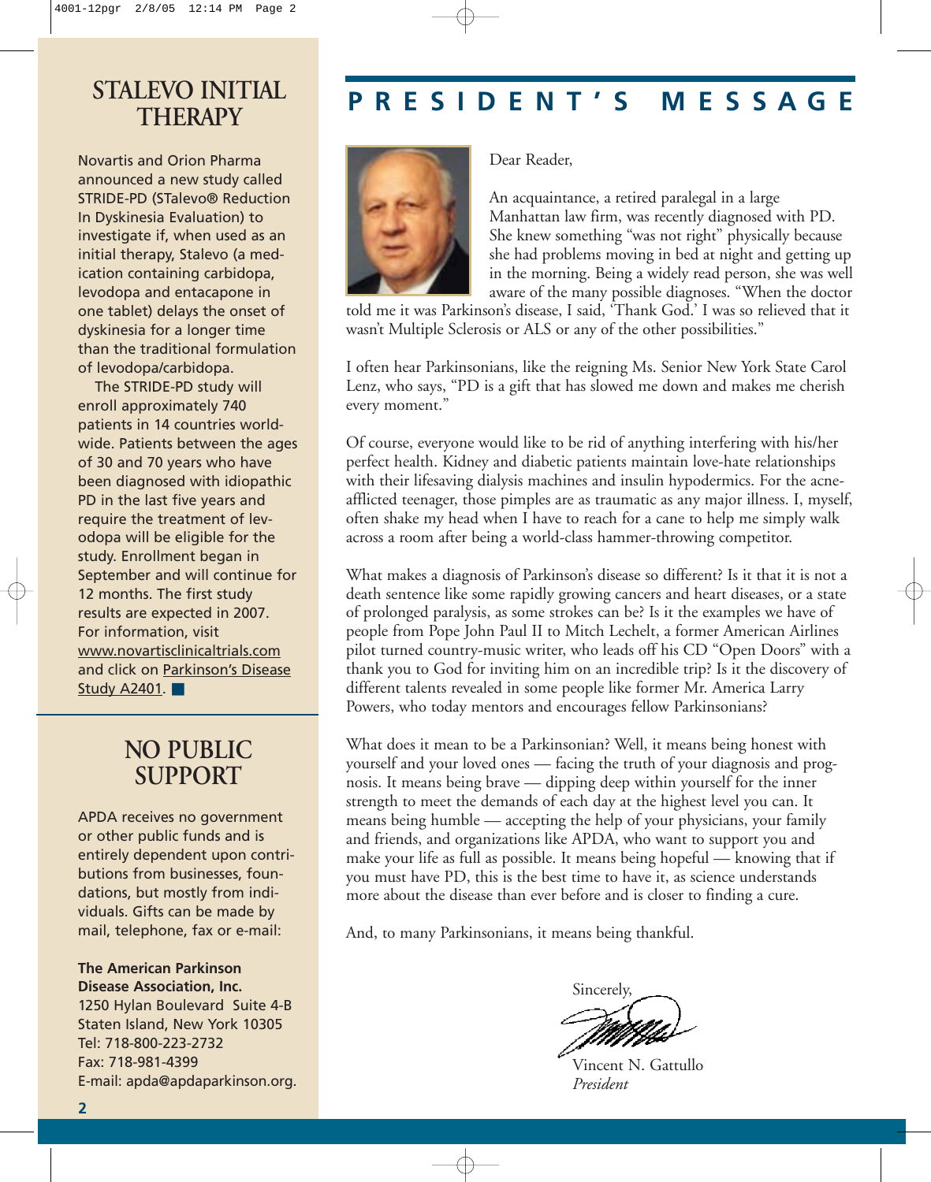# PRESIDENT'S MESSAGE

Dear Reader,

An acquaintance, a retired paralegal in a large Manhattan law firm, was recently diagnosed with PD. She knew something "was not right" physically because she had problems moving in bed at night and getting up in the morning. Being a widely read person, she was well aware of the many possible diagnoses. "When the doctor told me it was Parkinson's disease, I said, 'Thank God.' I was so relieved that it wasn't Multiple Sclerosis or ALS or any of the other possibilities."

I often hear Parkinsonians, like the reigning Ms. Senior New York State Carol Lenz, who says, "PD is a gift that has slowed me down and makes me cherish every moment."

Of course, everyone would like to be rid of anything interfering with his/her perfect health. Kidney and diabetic patients maintain love-hate relationships with their lifesaving dialysis machines and insulin hypodermics. For the acne-afflicted teenager, those pimples are as traumatic as any major illness. I, myself, often shake my head when I have to reach for a cane to help me simply walk across a room after being a world-class hammer-throwing competitor.

What makes a diagnosis of Parkinson's disease so different? Is it that it is not a death sentence like some rapidly growing cancers and heart diseases, or a state of prolonged paralysis, as some strokes can be? Is it the examples we have of people from Pope John Paul II to Mitch Lechelt, a former American Airlines pilot turned country-music writer, who leads off his CD "Open Doors" with a thank you to God for inviting him on an incredible trip? Is it the discovery of different talents revealed in some people like former Mr. America Larry Powers, who today mentors and encourages fellow Parkinsonians?

What does it mean to be a Parkinsonian? Well, it means being honest with yourself and your loved ones — facing the truth of your diagnosis and prognosis. It means being brave — dipping deep within yourself for the inner strength to meet the demands of each day at the highest level you can. It means being humble — accepting the help of your physicians, your family and friends, and organizations like APDA, who want to support you and make your life as full as possible. It means being hopeful — knowing that if you must have PD, this is the best time to have it, as science understands more about the disease than ever before and is closer to finding a cure.

And, to many Parkinsonians, it means being thankful.

Sincerely,

Vincent N. Gattullo
*President*

## STALEVO INITIAL THERAPY

Novartis and Orion Pharma announced a new study called STRIDE-PD (STalevo® Reduction In Dyskinesia Evaluation) to investigate if, when used as an initial therapy, Stalevo (a medication containing carbidopa, levodopa and entacapone in one tablet) delays the onset of dyskinesia for a longer time than the traditional formulation of levodopa/carbidopa.

The STRIDE-PD study will enroll approximately 740 patients in 14 countries worldwide. Patients between the ages of 30 and 70 years who have been diagnosed with idiopathic PD in the last five years and require the treatment of levodopa will be eligible for the study. Enrollment began in September and will continue for 12 months. The first study results are expected in 2007. For information, visit www.novartisclinicaltrials.com and click on Parkinson's Disease Study A2401. ■

## NO PUBLIC SUPPORT

APDA receives no government or other public funds and is entirely dependent upon contributions from businesses, foundations, but mostly from individuals. Gifts can be made by mail, telephone, fax or e-mail:

**The American Parkinson Disease Association, Inc.**
1250 Hylan Boulevard Suite 4-B
Staten Island, New York 10305
Tel: 718-800-223-2732
Fax: 718-981-4399
E-mail: apda@apdaparkinson.org.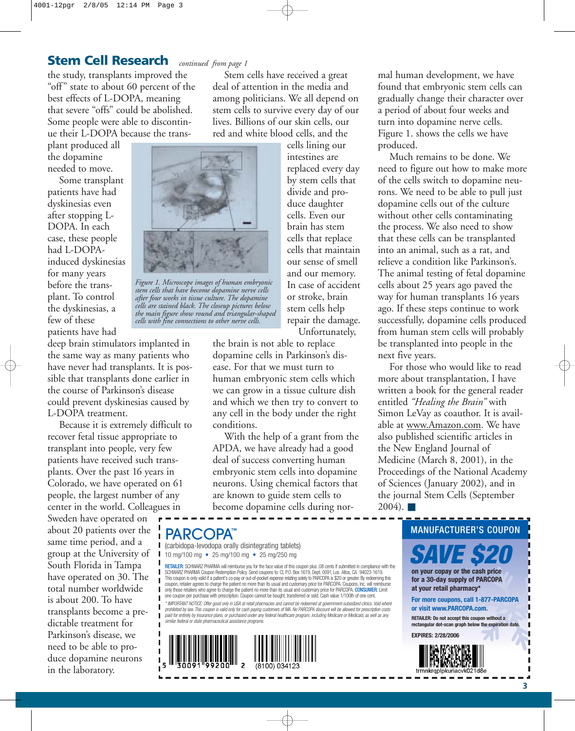## Stem Cell Research *continued from page 1*

the study, transplants improved the "off" state to about 60 percent of the best effects of L-DOPA, meaning that severe "offs" could be abolished. Some people were able to discontinue their L-DOPA because the transplant produced all the dopamine needed to move.

Some transplant patients have had dyskinesias even after stopping L-DOPA. In each case, these people had L-DOPA-induced dyskinesias for many years before the transplant. To control the dyskinesias, a few of these patients have had deep brain stimulators implanted in the same way as many patients who have never had transplants. It is possible that transplants done earlier in the course of Parkinson's disease could prevent dyskinesias caused by L-DOPA treatment.

Because it is extremely difficult to recover fetal tissue appropriate to transplant into people, very few patients have received such transplants. Over the past 16 years in Colorado, we have operated on 61 people, the largest number of any center in the world. Colleagues in Sweden have operated on about 20 patients over the same time period, and a group at the University of South Florida in Tampa have operated on 30. The total number worldwide is about 200. To have transplants become a predictable treatment for Parkinson's disease, we need to be able to produce dopamine neurons in the laboratory.

*Figure 1. Microscope images of human embryonic stem cells that have become dopamine nerve cells after four weeks in tissue culture. The dopamine cells are stained black. The closeup pictures below the main figure show round and triangular-shaped cells with fine connections to other nerve cells.*

Stem cells have received a great deal of attention in the media and among politicians. We all depend on stem cells to survive every day of our lives. Billions of our skin cells, our red and white blood cells, and the cells lining our intestines are replaced every day by stem cells that divide and produce daughter cells. Even our brain has stem cells that replace cells that maintain our sense of smell and our memory. In case of accident or stroke, brain stem cells help repair the damage. Unfortunately, the brain is not able to replace dopamine cells in Parkinson's disease. For that we must turn to human embryonic stem cells which we can grow in a tissue culture dish and which we then try to convert to any cell in the body under the right conditions.

With the help of a grant from the APDA, we have already had a good deal of success converting human embryonic stem cells into dopamine neurons. Using chemical factors that are known to guide stem cells to become dopamine cells during normal human development, we have found that embryonic stem cells can gradually change their character over a period of about four weeks and turn into dopamine nerve cells. Figure 1. shows the cells we have produced.

Much remains to be done. We need to figure out how to make more of the cells switch to dopamine neurons. We need to be able to pull just dopamine cells out of the culture without other cells contaminating the process. We also need to show that these cells can be transplanted into an animal, such as a rat, and relieve a condition like Parkinson's. The animal testing of fetal dopamine cells about 25 years ago paved the way for human transplants 16 years ago. If these steps continue to work successfully, dopamine cells produced from human stem cells will probably be transplanted into people in the next five years.

For those who would like to read more about transplantation, I have written a book for the general reader entitled *"Healing the Brain"* with Simon LeVay as coauthor. It is available at www.Amazon.com. We have also published scientific articles in the New England Journal of Medicine (March 8, 2001), in the Proceedings of the National Academy of Sciences (January 2002), and in the journal Stem Cells (September 2004). ■

---

**PARCOPA™**
(carbidopa-levodopa orally disintegrating tablets)
10 mg/100 mg • 25 mg/100 mg • 25 mg/250 mg

**RETAILER:** SCHWARZ PHARMA will reimburse you for the face value of this coupon plus .08 cents if submitted in compliance with the SCHWARZ PHARMA Coupon Redemption Policy. Send coupons to: CI, P.O. Box 1619, Dept. 0091, Los Altos, CA 94023-1619. This coupon is only valid if a patient's co-pay or out-of-pocket expense relating solely to PARCOPA is $20 or greater. By redeeming this coupon, retailer agrees to charge the patient no more than its usual and customary price for PARCOPA. Coupons, Inc. will reimburse only those retailers who agree to charge the patient no more than its usual and customary price for PARCOPA. **CONSUMER:** Limit one coupon per purchase with prescription. Coupon cannot be bought, transferred or sold. Cash value 1/100th of one cent.

*\* IMPORTANT NOTICE: Offer good only in USA at retail pharmacies and cannot be redeemed at government-subsidized clinics. Void where prohibited by law. This coupon is valid only for cash paying customers of MA. No PARCOPA discount will be allowed for prescription costs paid for entirely by insurance plans, or purchased under any federal healthcare program, including Medicare or Medicaid, as well as any similar federal or state pharmaceutical assistance programs.*

5 30091 99200 2 (8100) 034123

**MANUFACTURER'S COUPON**

**SAVE $20**

**on your copay or the cash price for a 30-day supply of PARCOPA at your retail pharmacy\***

**For more coupons, call 1-877-PARCOPA or visit www.PARCOPA.com.**

**RETAILER: Do not accept this coupon without a rectangular dot-scan graph below the expiration date.**

**EXPIRES: 2/28/2006**

trmnkrqplpkuriacvk021d8e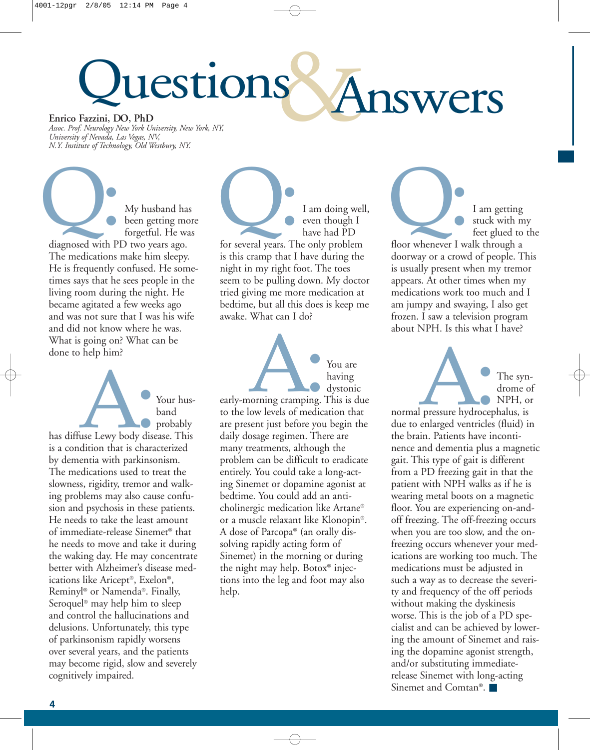# Questions & Answers

**Enrico Fazzini, DO, PhD**
*Assoc. Prof. Neurology New York University, New York, NY,*
*University of Nevada, Las Vegas, NV,*
*N.Y. Institute of Technology, Old Westbury, NY.*

**Q:** My husband has been getting more forgetful. He was diagnosed with PD two years ago. The medications make him sleepy. He is frequently confused. He sometimes says that he sees people in the living room during the night. He became agitated a few weeks ago and was not sure that I was his wife and did not know where he was. What is going on? What can be done to help him?

**A:** Your husband probably has diffuse Lewy body disease. This is a condition that is characterized by dementia with parkinsonism. The medications used to treat the slowness, rigidity, tremor and walking problems may also cause confusion and psychosis in these patients. He needs to take the least amount of immediate-release Sinemet® that he needs to move and take it during the waking day. He may concentrate better with Alzheimer's disease medications like Aricept®, Exelon®, Reminyl® or Namenda®. Finally, Seroquel® may help him to sleep and control the hallucinations and delusions. Unfortunately, this type of parkinsonism rapidly worsens over several years, and the patients may become rigid, slow and severely cognitively impaired.

**Q:** I am doing well, even though I have had PD for several years. The only problem is this cramp that I have during the night in my right foot. The toes seem to be pulling down. My doctor tried giving me more medication at bedtime, but all this does is keep me awake. What can I do?

**A:** You are having dystonic early-morning cramping. This is due to the low levels of medication that are present just before you begin the daily dosage regimen. There are many treatments, although the problem can be difficult to eradicate entirely. You could take a long-acting Sinemet or dopamine agonist at bedtime. You could add an anticholinergic medication like Artane® or a muscle relaxant like Klonopin®. A dose of Parcopa® (an orally dissolving rapidly acting form of Sinemet) in the morning or during the night may help. Botox® injections into the leg and foot may also help.

**Q:** I am getting stuck with my feet glued to the floor whenever I walk through a doorway or a crowd of people. This is usually present when my tremor appears. At other times when my medications work too much and I am jumpy and swaying, I also get frozen. I saw a television program about NPH. Is this what I have?

**A:** The syndrome of NPH, or normal pressure hydrocephalus, is due to enlarged ventricles (fluid) in the brain. Patients have incontinence and dementia plus a magnetic gait. This type of gait is different from a PD freezing gait in that the patient with NPH walks as if he is wearing metal boots on a magnetic floor. You are experiencing on-and-off freezing. The off-freezing occurs when you are too slow, and the on-freezing occurs whenever your medications are working too much. The medications must be adjusted in such a way as to decrease the severity and frequency of the off periods without making the dyskinesis worse. This is the job of a PD specialist and can be achieved by lowering the amount of Sinemet and raising the dopamine agonist strength, and/or substituting immediate-release Sinemet with long-acting Sinemet and Comtan®. ■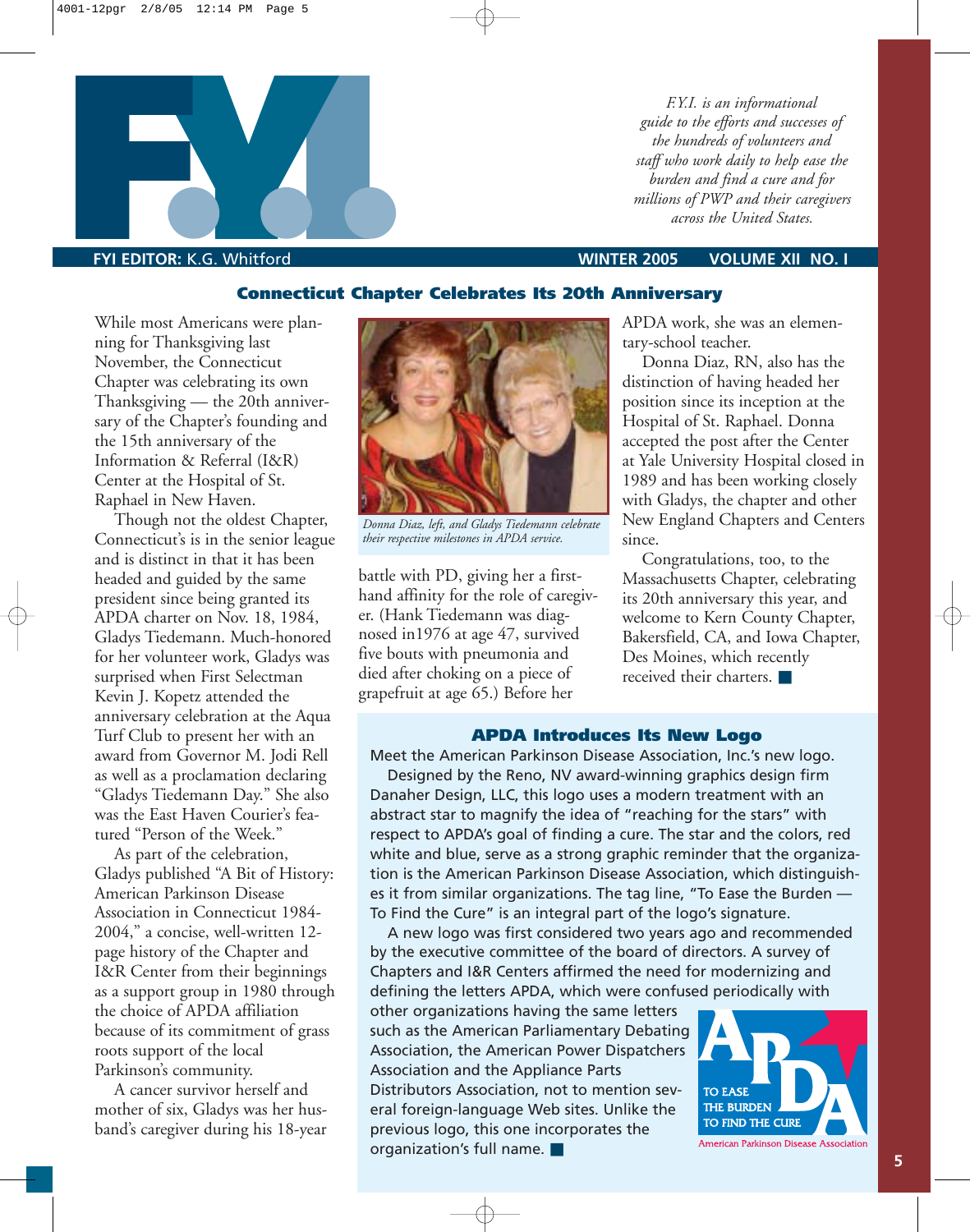# F.Y.I.

*F.Y.I. is an informational guide to the efforts and successes of the hundreds of volunteers and staff who work daily to help ease the burden and find a cure and for millions of PWP and their caregivers across the United States.*

**FYI EDITOR:** K.G. Whitford

**WINTER 2005 VOLUME XII NO. I**

## Connecticut Chapter Celebrates Its 20th Anniversary

While most Americans were planning for Thanksgiving last November, the Connecticut Chapter was celebrating its own Thanksgiving — the 20th anniversary of the Chapter's founding and the 15th anniversary of the Information & Referral (I&R) Center at the Hospital of St. Raphael in New Haven.

Though not the oldest Chapter, Connecticut's is in the senior league and is distinct in that it has been headed and guided by the same president since being granted its APDA charter on Nov. 18, 1984, Gladys Tiedemann. Much-honored for her volunteer work, Gladys was surprised when First Selectman Kevin J. Kopetz attended the anniversary celebration at the Aqua Turf Club to present her with an award from Governor M. Jodi Rell as well as a proclamation declaring "Gladys Tiedemann Day." She also was the East Haven Courier's featured "Person of the Week."

As part of the celebration, Gladys published "A Bit of History: American Parkinson Disease Association in Connecticut 1984-2004," a concise, well-written 12-page history of the Chapter and I&R Center from their beginnings as a support group in 1980 through the choice of APDA affiliation because of its commitment of grass roots support of the local Parkinson's community.

A cancer survivor herself and mother of six, Gladys was her husband's caregiver during his 18-year battle with PD, giving her a first-hand affinity for the role of caregiver. (Hank Tiedemann was diagnosed in1976 at age 47, survived five bouts with pneumonia and died after choking on a piece of grapefruit at age 65.) Before her APDA work, she was an elementary-school teacher.

*Donna Diaz, left, and Gladys Tiedemann celebrate their respective milestones in APDA service.*

Donna Diaz, RN, also has the distinction of having headed her position since its inception at the Hospital of St. Raphael. Donna accepted the post after the Center at Yale University Hospital closed in 1989 and has been working closely with Gladys, the chapter and other New England Chapters and Centers since.

Congratulations, too, to the Massachusetts Chapter, celebrating its 20th anniversary this year, and welcome to Kern County Chapter, Bakersfield, CA, and Iowa Chapter, Des Moines, which recently received their charters. ■

## APDA Introduces Its New Logo

Meet the American Parkinson Disease Association, Inc.'s new logo.

Designed by the Reno, NV award-winning graphics design firm Danaher Design, LLC, this logo uses a modern treatment with an abstract star to magnify the idea of "reaching for the stars" with respect to APDA's goal of finding a cure. The star and the colors, red white and blue, serve as a strong graphic reminder that the organization is the American Parkinson Disease Association, which distinguishes it from similar organizations. The tag line, "To Ease the Burden — To Find the Cure" is an integral part of the logo's signature.

A new logo was first considered two years ago and recommended by the executive committee of the board of directors. A survey of Chapters and I&R Centers affirmed the need for modernizing and defining the letters APDA, which were confused periodically with other organizations having the same letters such as the American Parliamentary Debating Association, the American Power Dispatchers Association and the Appliance Parts Distributors Association, not to mention several foreign-language Web sites. Unlike the previous logo, this one incorporates the organization's full name. ■

APDA — TO EASE THE BURDEN TO FIND THE CURE — American Parkinson Disease Association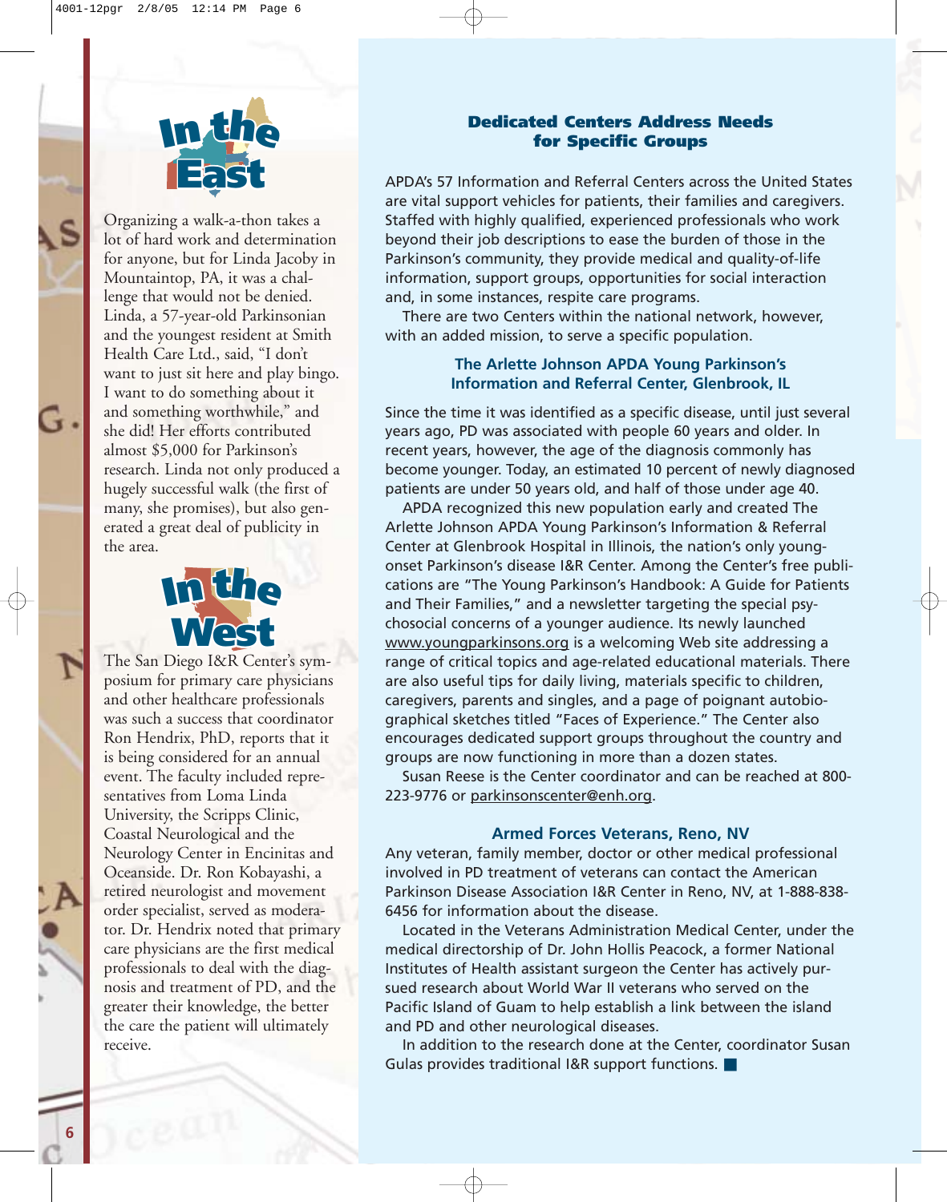## In the East

Organizing a walk-a-thon takes a lot of hard work and determination for anyone, but for Linda Jacoby in Mountaintop, PA, it was a challenge that would not be denied. Linda, a 57-year-old Parkinsonian and the youngest resident at Smith Health Care Ltd., said, "I don't want to just sit here and play bingo. I want to do something about it and something worthwhile," and she did! Her efforts contributed almost $5,000 for Parkinson's research. Linda not only produced a hugely successful walk (the first of many, she promises), but also generated a great deal of publicity in the area.

## In the West

The San Diego I&R Center's symposium for primary care physicians and other healthcare professionals was such a success that coordinator Ron Hendrix, PhD, reports that it is being considered for an annual event. The faculty included representatives from Loma Linda University, the Scripps Clinic, Coastal Neurological and the Neurology Center in Encinitas and Oceanside. Dr. Ron Kobayashi, a retired neurologist and movement order specialist, served as moderator. Dr. Hendrix noted that primary care physicians are the first medical professionals to deal with the diagnosis and treatment of PD, and the greater their knowledge, the better the care the patient will ultimately receive.

## Dedicated Centers Address Needs for Specific Groups

APDA's 57 Information and Referral Centers across the United States are vital support vehicles for patients, their families and caregivers. Staffed with highly qualified, experienced professionals who work beyond their job descriptions to ease the burden of those in the Parkinson's community, they provide medical and quality-of-life information, support groups, opportunities for social interaction and, in some instances, respite care programs.

There are two Centers within the national network, however, with an added mission, to serve a specific population.

### The Arlette Johnson APDA Young Parkinson's Information and Referral Center, Glenbrook, IL

Since the time it was identified as a specific disease, until just several years ago, PD was associated with people 60 years and older. In recent years, however, the age of the diagnosis commonly has become younger. Today, an estimated 10 percent of newly diagnosed patients are under 50 years old, and half of those under age 40.

APDA recognized this new population early and created The Arlette Johnson APDA Young Parkinson's Information & Referral Center at Glenbrook Hospital in Illinois, the nation's only young-onset Parkinson's disease I&R Center. Among the Center's free publications are "The Young Parkinson's Handbook: A Guide for Patients and Their Families," and a newsletter targeting the special psychosocial concerns of a younger audience. Its newly launched www.youngparkinsons.org is a welcoming Web site addressing a range of critical topics and age-related educational materials. There are also useful tips for daily living, materials specific to children, caregivers, parents and singles, and a page of poignant autobiographical sketches titled "Faces of Experience." The Center also encourages dedicated support groups throughout the country and groups are now functioning in more than a dozen states.

Susan Reese is the Center coordinator and can be reached at 800-223-9776 or parkinsonscenter@enh.org.

### Armed Forces Veterans, Reno, NV

Any veteran, family member, doctor or other medical professional involved in PD treatment of veterans can contact the American Parkinson Disease Association I&R Center in Reno, NV, at 1-888-838-6456 for information about the disease.

Located in the Veterans Administration Medical Center, under the medical directorship of Dr. John Hollis Peacock, a former National Institutes of Health assistant surgeon the Center has actively pursued research about World War II veterans who served on the Pacific Island of Guam to help establish a link between the island and PD and other neurological diseases.

In addition to the research done at the Center, coordinator Susan Gulas provides traditional I&R support functions. ■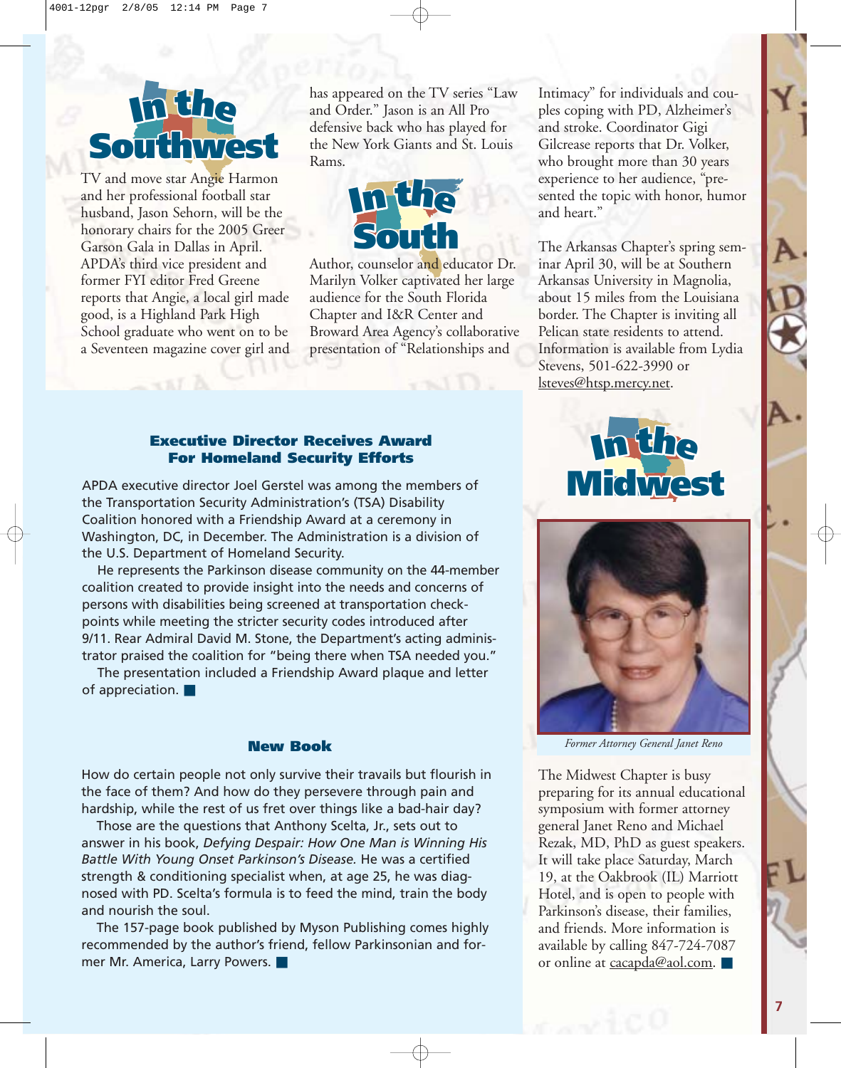## In the Southwest

TV and move star Angie Harmon and her professional football star husband, Jason Sehorn, will be the honorary chairs for the 2005 Greer Garson Gala in Dallas in April. APDA's third vice president and former FYI editor Fred Greene reports that Angie, a local girl made good, is a Highland Park High School graduate who went on to be a Seventeen magazine cover girl and has appeared on the TV series "Law and Order." Jason is an All Pro defensive back who has played for the New York Giants and St. Louis Rams.

## In the South

Author, counselor and educator Dr. Marilyn Volker captivated her large audience for the South Florida Chapter and I&R Center and Broward Area Agency's collaborative presentation of "Relationships and Intimacy" for individuals and couples coping with PD, Alzheimer's and stroke. Coordinator Gigi Gilcrease reports that Dr. Volker, who brought more than 30 years experience to her audience, "presented the topic with honor, humor and heart."

The Arkansas Chapter's spring seminar April 30, will be at Southern Arkansas University in Magnolia, about 15 miles from the Louisiana border. The Chapter is inviting all Pelican state residents to attend. Information is available from Lydia Stevens, 501-622-3990 or lsteves@htsp.mercy.net.

### Executive Director Receives Award For Homeland Security Efforts

APDA executive director Joel Gerstel was among the members of the Transportation Security Administration's (TSA) Disability Coalition honored with a Friendship Award at a ceremony in Washington, DC, in December. The Administration is a division of the U.S. Department of Homeland Security.

He represents the Parkinson disease community on the 44-member coalition created to provide insight into the needs and concerns of persons with disabilities being screened at transportation checkpoints while meeting the stricter security codes introduced after 9/11. Rear Admiral David M. Stone, the Department's acting administrator praised the coalition for "being there when TSA needed you."

The presentation included a Friendship Award plaque and letter of appreciation. ■

### New Book

How do certain people not only survive their travails but flourish in the face of them? And how do they persevere through pain and hardship, while the rest of us fret over things like a bad-hair day?

Those are the questions that Anthony Scelta, Jr., sets out to answer in his book, *Defying Despair: How One Man is Winning His Battle With Young Onset Parkinson's Disease.* He was a certified strength & conditioning specialist when, at age 25, he was diagnosed with PD. Scelta's formula is to feed the mind, train the body and nourish the soul.

The 157-page book published by Myson Publishing comes highly recommended by the author's friend, fellow Parkinsonian and former Mr. America, Larry Powers. ■

## In the Midwest

*Former Attorney General Janet Reno*

The Midwest Chapter is busy preparing for its annual educational symposium with former attorney general Janet Reno and Michael Rezak, MD, PhD as guest speakers. It will take place Saturday, March 19, at the Oakbrook (IL) Marriott Hotel, and is open to people with Parkinson's disease, their families, and friends. More information is available by calling 847-724-7087 or online at cacapda@aol.com. ■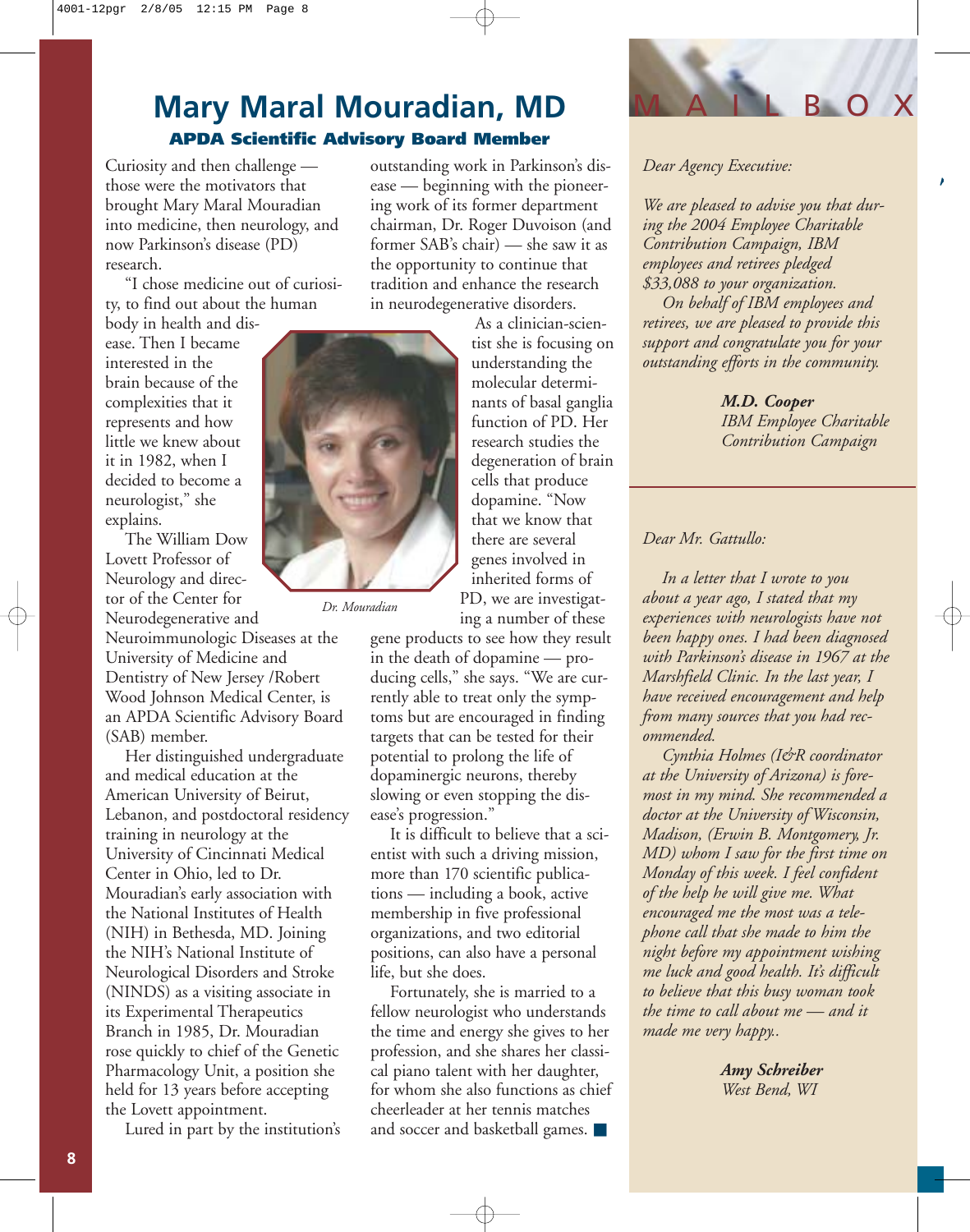# Mary Maral Mouradian, MD

### APDA Scientific Advisory Board Member

Curiosity and then challenge — those were the motivators that brought Mary Maral Mouradian into medicine, then neurology, and now Parkinson's disease (PD) research.

"I chose medicine out of curiosity, to find out about the human body in health and disease. Then I became interested in the brain because of the complexities that it represents and how little we knew about it in 1982, when I decided to become a neurologist," she explains.

The William Dow Lovett Professor of Neurology and director of the Center for Neurodegenerative and Neuroimmunologic Diseases at the University of Medicine and Dentistry of New Jersey /Robert Wood Johnson Medical Center, is an APDA Scientific Advisory Board (SAB) member.

Her distinguished undergraduate and medical education at the American University of Beirut, Lebanon, and postdoctoral residency training in neurology at the University of Cincinnati Medical Center in Ohio, led to Dr. Mouradian's early association with the National Institutes of Health (NIH) in Bethesda, MD. Joining the NIH's National Institute of Neurological Disorders and Stroke (NINDS) as a visiting associate in its Experimental Therapeutics Branch in 1985, Dr. Mouradian rose quickly to chief of the Genetic Pharmacology Unit, a position she held for 13 years before accepting the Lovett appointment.

Lured in part by the institution's outstanding work in Parkinson's disease — beginning with the pioneering work of its former department chairman, Dr. Roger Duvoison (and former SAB's chair) — she saw it as the opportunity to continue that tradition and enhance the research in neurodegenerative disorders.

*Dr. Mouradian*

As a clinician-scientist she is focusing on understanding the molecular determinants of basal ganglia function of PD. Her research studies the degeneration of brain cells that produce dopamine. "Now that we know that there are several genes involved in inherited forms of PD, we are investigating a number of these gene products to see how they result in the death of dopamine — producing cells," she says. "We are currently able to treat only the symptoms but are encouraged in finding targets that can be tested for their potential to prolong the life of dopaminergic neurons, thereby slowing or even stopping the disease's progression."

It is difficult to believe that a scientist with such a driving mission, more than 170 scientific publications — including a book, active membership in five professional organizations, and two editorial positions, can also have a personal life, but she does.

Fortunately, she is married to a fellow neurologist who understands the time and energy she gives to her profession, and she shares her classical piano talent with her daughter, for whom she also functions as chief cheerleader at her tennis matches and soccer and basketball games. ■

## MAILBOX

*Dear Agency Executive:*

*We are pleased to advise you that during the 2004 Employee Charitable Contribution Campaign, IBM employees and retirees pledged $33,088 to your organization.*

*On behalf of IBM employees and retirees, we are pleased to provide this support and congratulate you for your outstanding efforts in the community.*

***M.D. Cooper***
*IBM Employee Charitable Contribution Campaign*

---

*Dear Mr. Gattullo:*

*In a letter that I wrote to you about a year ago, I stated that my experiences with neurologists have not been happy ones. I had been diagnosed with Parkinson's disease in 1967 at the Marshfield Clinic. In the last year, I have received encouragement and help from many sources that you had recommended.*

*Cynthia Holmes (I&R coordinator at the University of Arizona) is foremost in my mind. She recommended a doctor at the University of Wisconsin, Madison, (Erwin B. Montgomery, Jr. MD) whom I saw for the first time on Monday of this week. I feel confident of the help he will give me. What encouraged me the most was a telephone call that she made to him the night before my appointment wishing me luck and good health. It's difficult to believe that this busy woman took the time to call about me — and it made me very happy..*

***Amy Schreiber***
*West Bend, WI*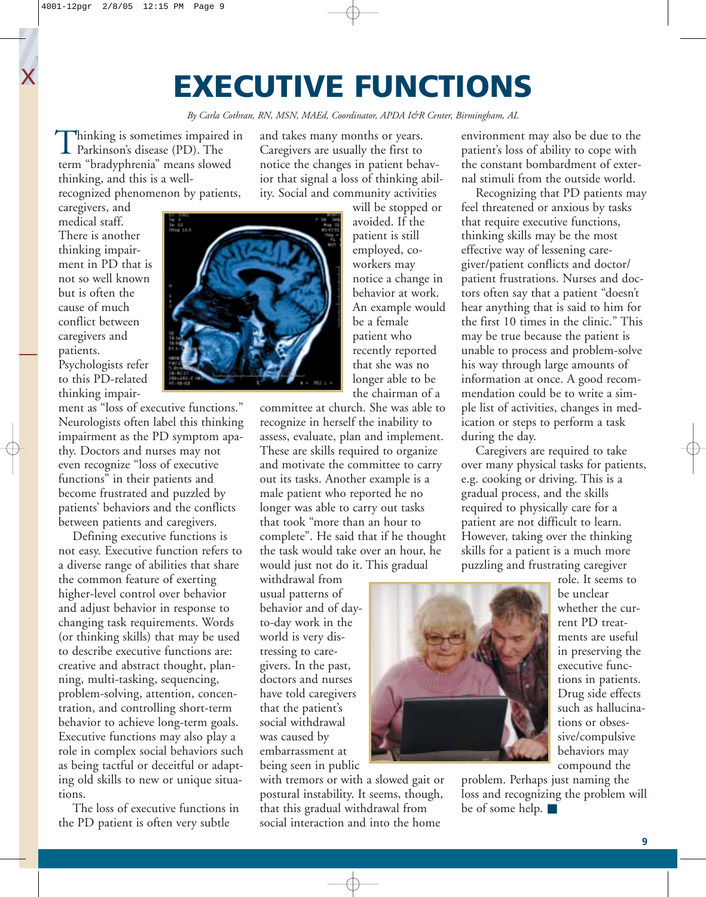# EXECUTIVE FUNCTIONS

*By Carla Cothran, RN, MSN, MAEd, Coordinator, APDA I&R Center, Birmingham, AL*

Thinking is sometimes impaired in Parkinson's disease (PD). The term "bradyphrenia" means slowed thinking, and this is a well-recognized phenomenon by patients, caregivers, and medical staff. There is another thinking impairment in PD that is not so well known but is often the cause of much conflict between caregivers and patients. Psychologists refer to this PD-related thinking impairment as "loss of executive functions." Neurologists often label this thinking impairment as the PD symptom apathy. Doctors and nurses may not even recognize "loss of executive functions" in their patients and become frustrated and puzzled by patients' behaviors and the conflicts between patients and caregivers.

Defining executive functions is not easy. Executive function refers to a diverse range of abilities that share the common feature of exerting higher-level control over behavior and adjust behavior in response to changing task requirements. Words (or thinking skills) that may be used to describe executive functions are: creative and abstract thought, planning, multi-tasking, sequencing, problem-solving, attention, concentration, and controlling short-term behavior to achieve long-term goals. Executive functions may also play a role in complex social behaviors such as being tactful or deceitful or adapting old skills to new or unique situations.

The loss of executive functions in the PD patient is often very subtle and takes many months or years. Caregivers are usually the first to notice the changes in patient behavior that signal a loss of thinking ability. Social and community activities will be stopped or avoided. If the patient is still employed, co-workers may notice a change in behavior at work. An example would be a female patient who recently reported that she was no longer able to be the chairman of a committee at church. She was able to recognize in herself the inability to assess, evaluate, plan and implement. These are skills required to organize and motivate the committee to carry out its tasks. Another example is a male patient who reported he no longer was able to carry out tasks that took "more than an hour to complete". He said that if he thought the task would take over an hour, he would just not do it. This gradual withdrawal from usual patterns of behavior and of day-to-day work in the world is very distressing to caregivers. In the past, doctors and nurses have told caregivers that the patient's social withdrawal was caused by embarrassment at being seen in public with tremors or with a slowed gait or postural instability. It seems, though, that this gradual withdrawal from social interaction and into the home environment may also be due to the patient's loss of ability to cope with the constant bombardment of external stimuli from the outside world.

Recognizing that PD patients may feel threatened or anxious by tasks that require executive functions, thinking skills may be the most effective way of lessening caregiver/patient conflicts and doctor/patient frustrations. Nurses and doctors often say that a patient "doesn't hear anything that is said to him for the first 10 times in the clinic." This may be true because the patient is unable to process and problem-solve his way through large amounts of information at once. A good recommendation could be to write a simple list of activities, changes in medication or steps to perform a task during the day.

Caregivers are required to take over many physical tasks for patients, e.g. cooking or driving. This is a gradual process, and the skills required to physically care for a patient are not difficult to learn. However, taking over the thinking skills for a patient is a much more puzzling and frustrating caregiver role. It seems to be unclear whether the current PD treatments are useful in preserving the executive functions in patients. Drug side effects such as hallucinations or obsessive/compulsive behaviors may compound the problem. Perhaps just naming the loss and recognizing the problem will be of some help. ■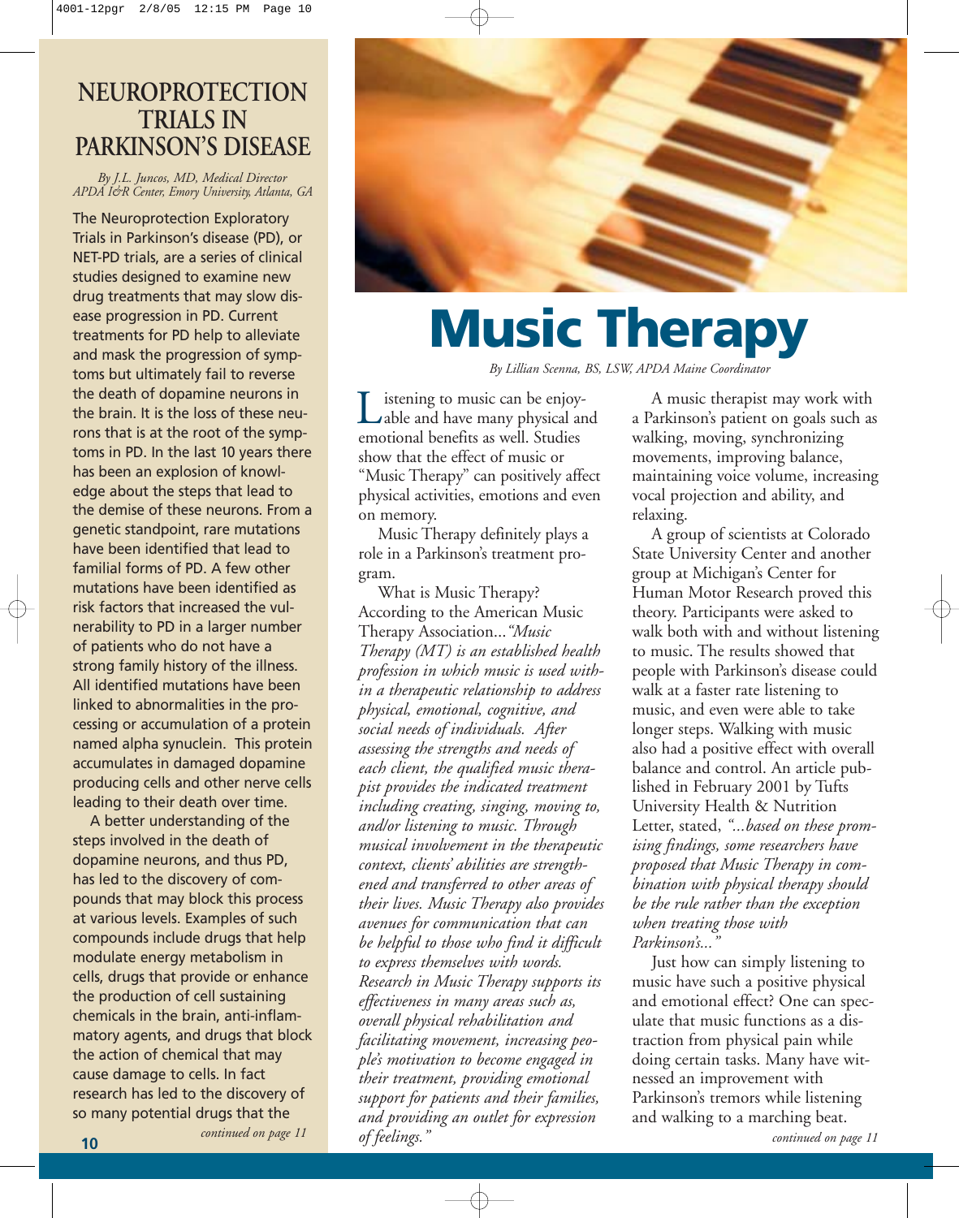# NEUROPROTECTION TRIALS IN PARKINSON'S DISEASE

*By J.L. Juncos, MD, Medical Director APDA I&R Center, Emory University, Atlanta, GA*

The Neuroprotection Exploratory Trials in Parkinson's disease (PD), or NET-PD trials, are a series of clinical studies designed to examine new drug treatments that may slow disease progression in PD. Current treatments for PD help to alleviate and mask the progression of symptoms but ultimately fail to reverse the death of dopamine neurons in the brain. It is the loss of these neurons that is at the root of the symptoms in PD. In the last 10 years there has been an explosion of knowledge about the steps that lead to the demise of these neurons. From a genetic standpoint, rare mutations have been identified that lead to familial forms of PD. A few other mutations have been identified as risk factors that increased the vulnerability to PD in a larger number of patients who do not have a strong family history of the illness. All identified mutations have been linked to abnormalities in the processing or accumulation of a protein named alpha synuclein. This protein accumulates in damaged dopamine producing cells and other nerve cells leading to their death over time.

A better understanding of the steps involved in the death of dopamine neurons, and thus PD, has led to the discovery of compounds that may block this process at various levels. Examples of such compounds include drugs that help modulate energy metabolism in cells, drugs that provide or enhance the production of cell sustaining chemicals in the brain, anti-inflammatory agents, and drugs that block the action of chemical that may cause damage to cells. In fact research has led to the discovery of so many potential drugs that the

*continued on page 11*

# Music Therapy

*By Lillian Scenna, BS, LSW, APDA Maine Coordinator*

Listening to music can be enjoyable and have many physical and emotional benefits as well. Studies show that the effect of music or "Music Therapy" can positively affect physical activities, emotions and even on memory.

Music Therapy definitely plays a role in a Parkinson's treatment program.

What is Music Therapy? According to the American Music Therapy Association...*"Music Therapy (MT) is an established health profession in which music is used within a therapeutic relationship to address physical, emotional, cognitive, and social needs of individuals. After assessing the strengths and needs of each client, the qualified music therapist provides the indicated treatment including creating, singing, moving to, and/or listening to music. Through musical involvement in the therapeutic context, clients' abilities are strengthened and transferred to other areas of their lives. Music Therapy also provides avenues for communication that can be helpful to those who find it difficult to express themselves with words. Research in Music Therapy supports its effectiveness in many areas such as, overall physical rehabilitation and facilitating movement, increasing people's motivation to become engaged in their treatment, providing emotional support for patients and their families, and providing an outlet for expression of feelings."*

A music therapist may work with a Parkinson's patient on goals such as walking, moving, synchronizing movements, improving balance, maintaining voice volume, increasing vocal projection and ability, and relaxing.

A group of scientists at Colorado State University Center and another group at Michigan's Center for Human Motor Research proved this theory. Participants were asked to walk both with and without listening to music. The results showed that people with Parkinson's disease could walk at a faster rate listening to music, and even were able to take longer steps. Walking with music also had a positive effect with overall balance and control. An article published in February 2001 by Tufts University Health & Nutrition Letter, stated, *"...based on these promising findings, some researchers have proposed that Music Therapy in combination with physical therapy should be the rule rather than the exception when treating those with Parkinson's..."*

Just how can simply listening to music have such a positive physical and emotional effect? One can speculate that music functions as a distraction from physical pain while doing certain tasks. Many have witnessed an improvement with Parkinson's tremors while listening and walking to a marching beat.

*continued on page 11*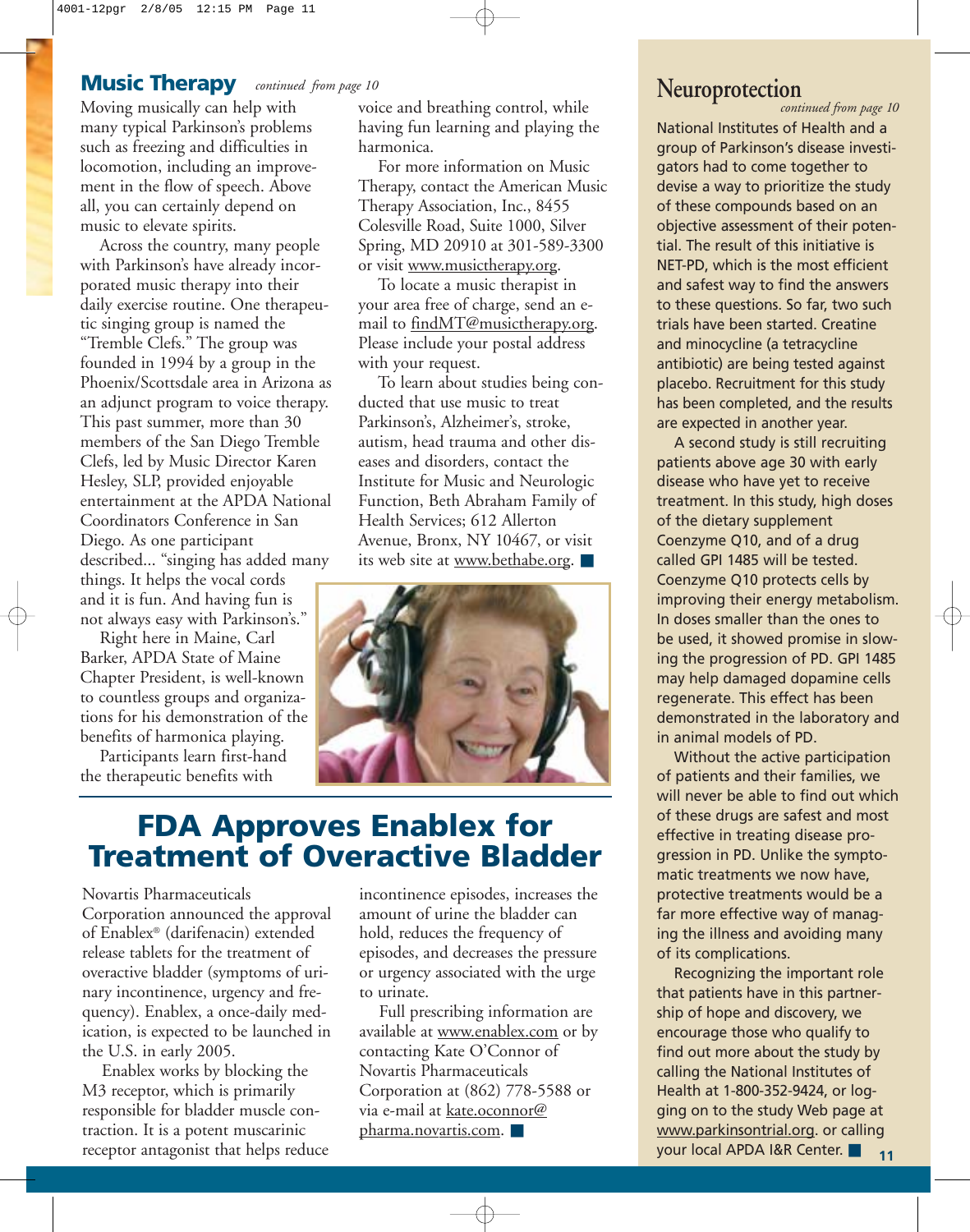## Music Therapy *continued from page 10*

Moving musically can help with many typical Parkinson's problems such as freezing and difficulties in locomotion, including an improvement in the flow of speech. Above all, you can certainly depend on music to elevate spirits.

Across the country, many people with Parkinson's have already incorporated music therapy into their daily exercise routine. One therapeutic singing group is named the "Tremble Clefs." The group was founded in 1994 by a group in the Phoenix/Scottsdale area in Arizona as an adjunct program to voice therapy. This past summer, more than 30 members of the San Diego Tremble Clefs, led by Music Director Karen Hesley, SLP, provided enjoyable entertainment at the APDA National Coordinators Conference in San Diego. As one participant described... "singing has added many things. It helps the vocal cords and it is fun. And having fun is not always easy with Parkinson's."

Right here in Maine, Carl Barker, APDA State of Maine Chapter President, is well-known to countless groups and organizations for his demonstration of the benefits of harmonica playing.

Participants learn first-hand the therapeutic benefits with voice and breathing control, while having fun learning and playing the harmonica.

For more information on Music Therapy, contact the American Music Therapy Association, Inc., 8455 Colesville Road, Suite 1000, Silver Spring, MD 20910 at 301-589-3300 or visit www.musictherapy.org.

To locate a music therapist in your area free of charge, send an e-mail to findMT@musictherapy.org. Please include your postal address with your request.

To learn about studies being conducted that use music to treat Parkinson's, Alzheimer's, stroke, autism, head trauma and other diseases and disorders, contact the Institute for Music and Neurologic Function, Beth Abraham Family of Health Services; 612 Allerton Avenue, Bronx, NY 10467, or visit its web site at www.bethabe.org. ■

# FDA Approves Enablex for Treatment of Overactive Bladder

Novartis Pharmaceuticals Corporation announced the approval of Enablex® (darifenacin) extended release tablets for the treatment of overactive bladder (symptoms of urinary incontinence, urgency and frequency). Enablex, a once-daily medication, is expected to be launched in the U.S. in early 2005.

Enablex works by blocking the M3 receptor, which is primarily responsible for bladder muscle contraction. It is a potent muscarinic receptor antagonist that helps reduce incontinence episodes, increases the amount of urine the bladder can hold, reduces the frequency of episodes, and decreases the pressure or urgency associated with the urge to urinate.

Full prescribing information are available at www.enablex.com or by contacting Kate O'Connor of Novartis Pharmaceuticals Corporation at (862) 778-5588 or via e-mail at kate.oconnor@pharma.novartis.com. ■

## Neuroprotection

*continued from page 10*

National Institutes of Health and a group of Parkinson's disease investigators had to come together to devise a way to prioritize the study of these compounds based on an objective assessment of their potential. The result of this initiative is NET-PD, which is the most efficient and safest way to find the answers to these questions. So far, two such trials have been started. Creatine and minocycline (a tetracycline antibiotic) are being tested against placebo. Recruitment for this study has been completed, and the results are expected in another year.

A second study is still recruiting patients above age 30 with early disease who have yet to receive treatment. In this study, high doses of the dietary supplement Coenzyme Q10, and of a drug called GPI 1485 will be tested. Coenzyme Q10 protects cells by improving their energy metabolism. In doses smaller than the ones to be used, it showed promise in slowing the progression of PD. GPI 1485 may help damaged dopamine cells regenerate. This effect has been demonstrated in the laboratory and in animal models of PD.

Without the active participation of patients and their families, we will never be able to find out which of these drugs are safest and most effective in treating disease progression in PD. Unlike the symptomatic treatments we now have, protective treatments would be a far more effective way of managing the illness and avoiding many of its complications.

Recognizing the important role that patients have in this partnership of hope and discovery, we encourage those who qualify to find out more about the study by calling the National Institutes of Health at 1-800-352-9424, or logging on to the study Web page at www.parkinsontrial.org. or calling your local APDA I&R Center. ■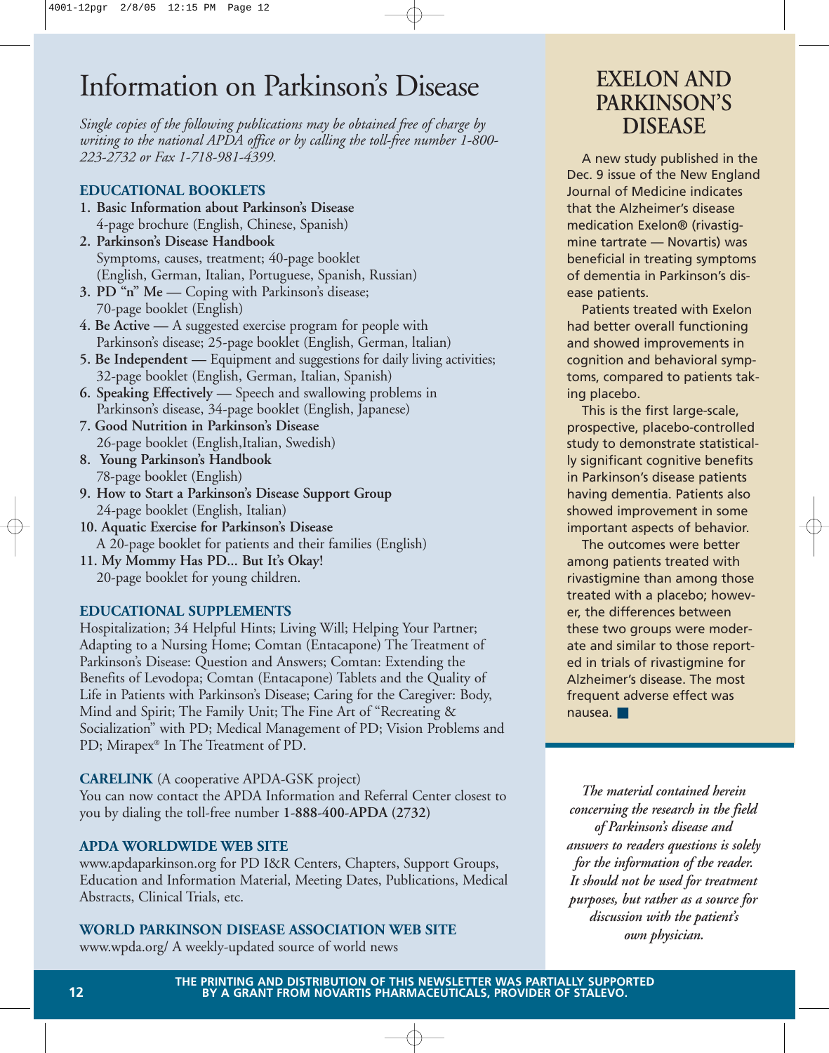# Information on Parkinson's Disease

*Single copies of the following publications may be obtained free of charge by writing to the national APDA office or by calling the toll-free number 1-800-223-2732 or Fax 1-718-981-4399.*

## EDUCATIONAL BOOKLETS

1. **Basic Information about Parkinson's Disease**
   4-page brochure (English, Chinese, Spanish)
2. **Parkinson's Disease Handbook**
   Symptoms, causes, treatment; 40-page booklet (English, German, Italian, Portuguese, Spanish, Russian)
3. **PD "n" Me —** Coping with Parkinson's disease; 70-page booklet (English)
4. **Be Active —** A suggested exercise program for people with Parkinson's disease; 25-page booklet (English, German, Italian)
5. **Be Independent —** Equipment and suggestions for daily living activities; 32-page booklet (English, German, Italian, Spanish)
6. **Speaking Effectively —** Speech and swallowing problems in Parkinson's disease, 34-page booklet (English, Japanese)
7. **Good Nutrition in Parkinson's Disease**
   26-page booklet (English, Italian, Swedish)
8. **Young Parkinson's Handbook**
   78-page booklet (English)
9. **How to Start a Parkinson's Disease Support Group**
   24-page booklet (English, Italian)
10. **Aquatic Exercise for Parkinson's Disease**
    A 20-page booklet for patients and their families (English)
11. **My Mommy Has PD... But It's Okay!**
    20-page booklet for young children.

## EDUCATIONAL SUPPLEMENTS

Hospitalization; 34 Helpful Hints; Living Will; Helping Your Partner; Adapting to a Nursing Home; Comtan (Entacapone) The Treatment of Parkinson's Disease: Question and Answers; Comtan: Extending the Benefits of Levodopa; Comtan (Entacapone) Tablets and the Quality of Life in Patients with Parkinson's Disease; Caring for the Caregiver: Body, Mind and Spirit; The Family Unit; The Fine Art of "Recreating & Socialization" with PD; Medical Management of PD; Vision Problems and PD; Mirapex® In The Treatment of PD.

**CARELINK** (A cooperative APDA-GSK project)
You can now contact the APDA Information and Referral Center closest to you by dialing the toll-free number **1-888-400-APDA (2732)**

## APDA WORLDWIDE WEB SITE

www.apdaparkinson.org for PD I&R Centers, Chapters, Support Groups, Education and Information Material, Meeting Dates, Publications, Medical Abstracts, Clinical Trials, etc.

## WORLD PARKINSON DISEASE ASSOCIATION WEB SITE

www.wpda.org/ A weekly-updated source of world news

## EXELON AND PARKINSON'S DISEASE

A new study published in the Dec. 9 issue of the New England Journal of Medicine indicates that the Alzheimer's disease medication Exelon® (rivastigmine tartrate — Novartis) was beneficial in treating symptoms of dementia in Parkinson's disease patients.

Patients treated with Exelon had better overall functioning and showed improvements in cognition and behavioral symptoms, compared to patients taking placebo.

This is the first large-scale, prospective, placebo-controlled study to demonstrate statistically significant cognitive benefits in Parkinson's disease patients having dementia. Patients also showed improvement in some important aspects of behavior.

The outcomes were better among patients treated with rivastigmine than among those treated with a placebo; however, the differences between these two groups were moderate and similar to those reported in trials of rivastigmine for Alzheimer's disease. The most frequent adverse effect was nausea. ■

*The material contained herein concerning the research in the field of Parkinson's disease and answers to readers questions is solely for the information of the reader. It should not be used for treatment purposes, but rather as a source for discussion with the patient's own physician.*

**THE PRINTING AND DISTRIBUTION OF THIS NEWSLETTER WAS PARTIALLY SUPPORTED BY A GRANT FROM NOVARTIS PHARMACEUTICALS, PROVIDER OF STALEVO.**